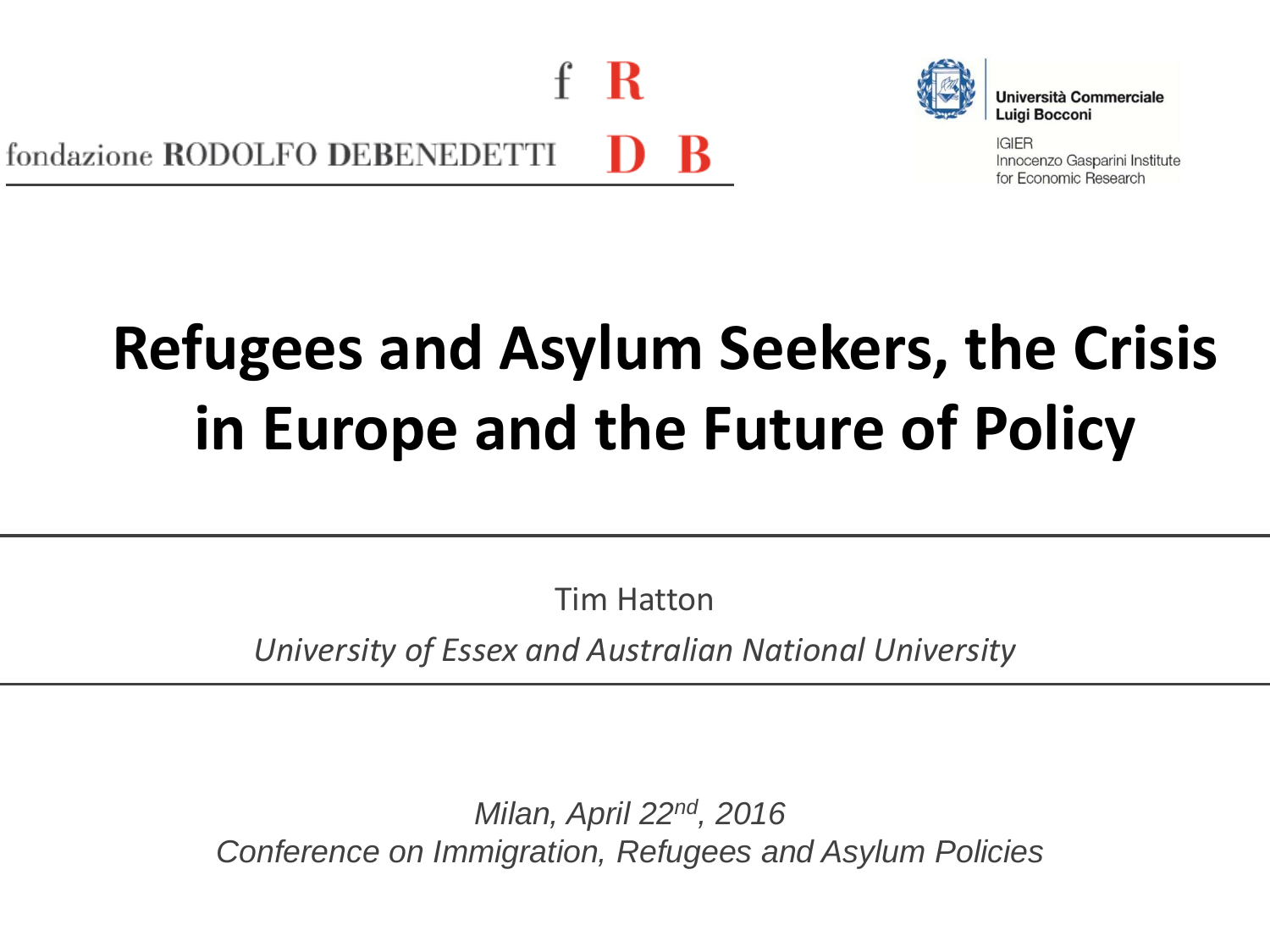fondazione RODOLFO DEBENEDETTI

Università Commerciale Luigi Bocconi

IGIER
Innocenzo Gasparini Institute for Economic Research

# Refugees and Asylum Seekers, the Crisis in Europe and the Future of Policy

Tim Hatton

*University of Essex and Australian National University*

*Milan, April 22nd, 2016*
*Conference on Immigration, Refugees and Asylum Policies*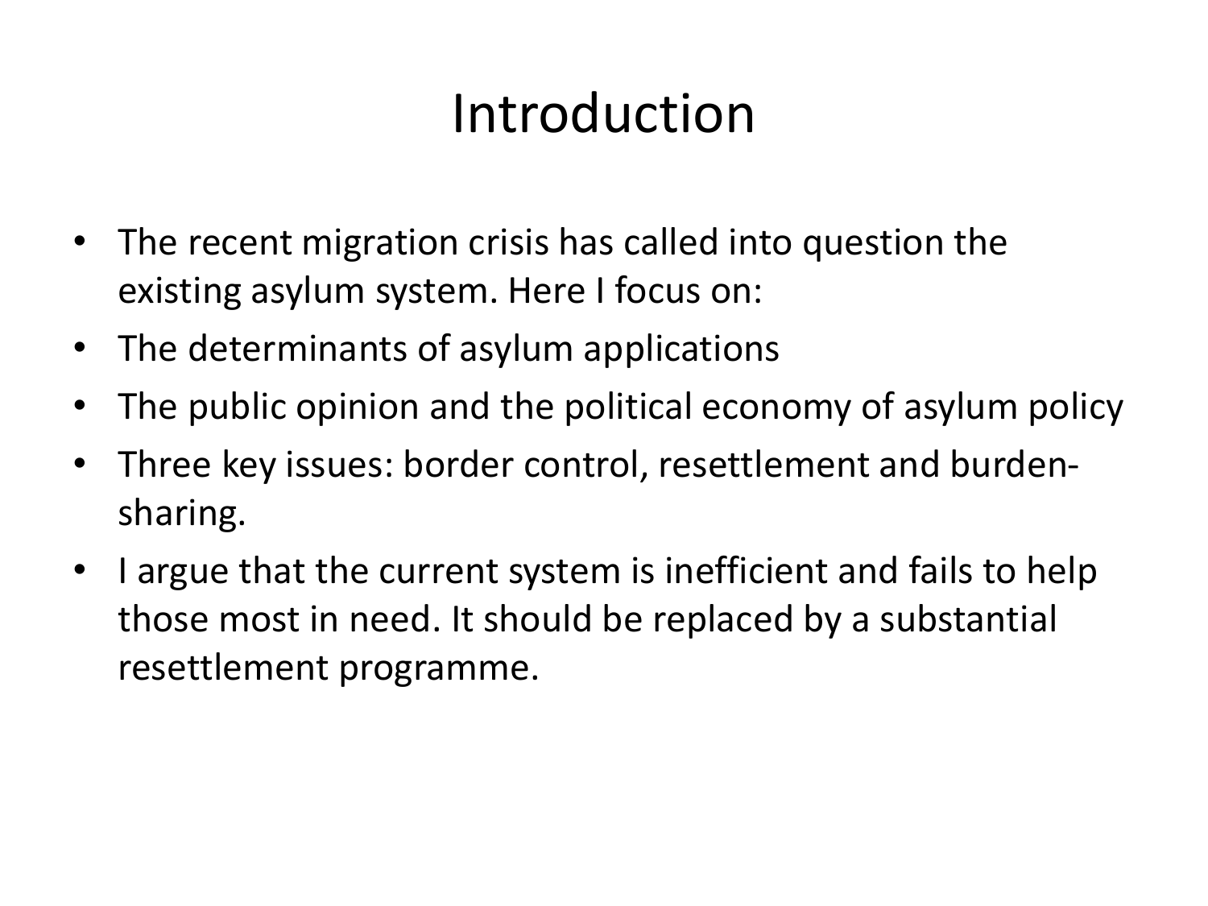# Introduction

- The recent migration crisis has called into question the existing asylum system. Here I focus on:
- The determinants of asylum applications
- The public opinion and the political economy of asylum policy
- Three key issues: border control, resettlement and burden-sharing.
- I argue that the current system is inefficient and fails to help those most in need. It should be replaced by a substantial resettlement programme.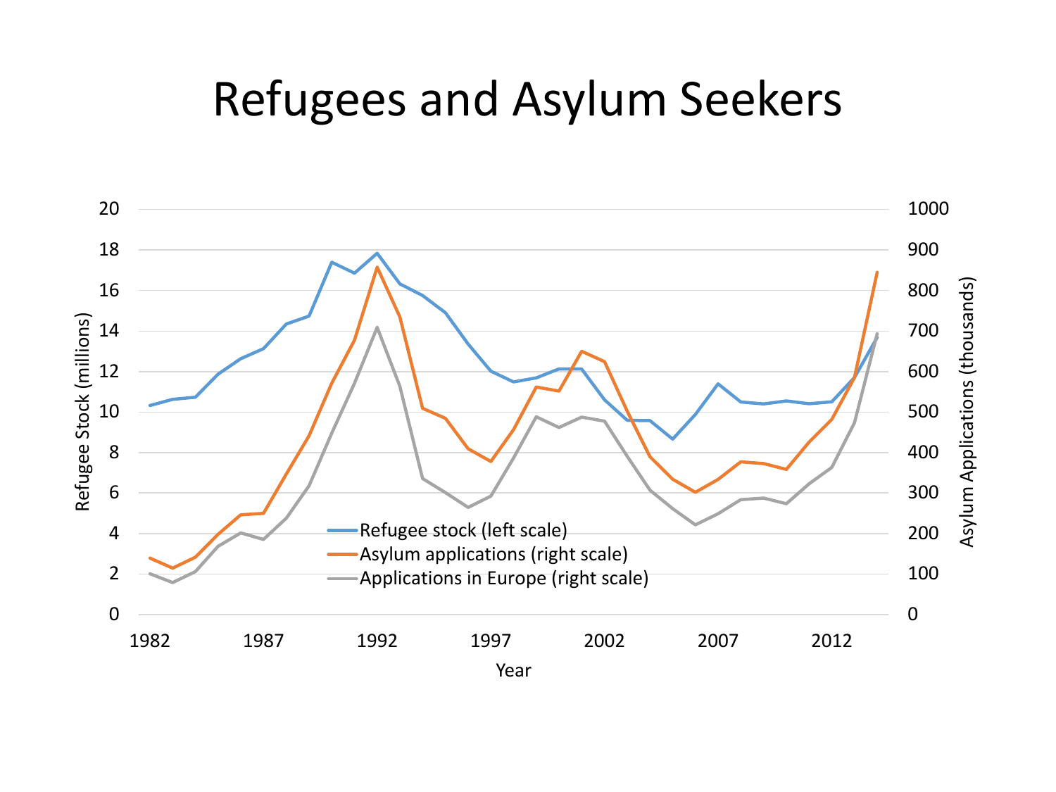# Refugees and Asylum Seekers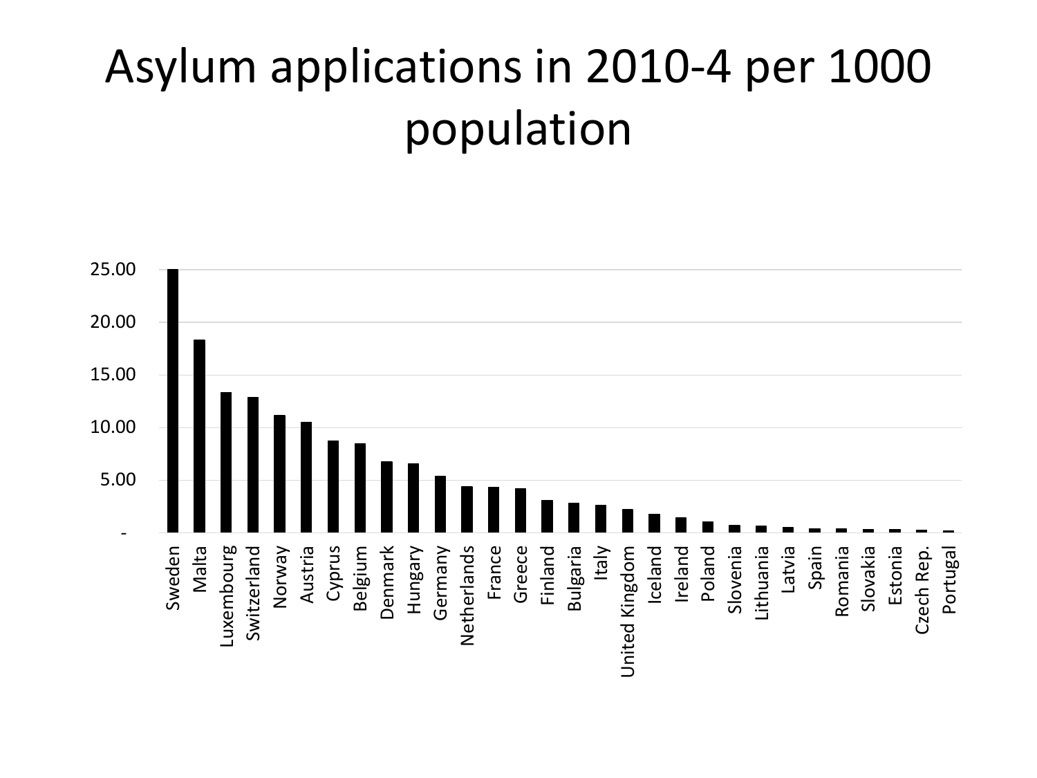# Asylum applications in 2010-4 per 1000 population

25.00

20.00

15.00

10.00

5.00

-

Sweden Malta Luxembourg Switzerland Norway Austria Cyprus Belgium Denmark Hungary Germany Netherlands France Greece Finland Bulgaria Italy United Kingdom Iceland Ireland Poland Slovenia Lithuania Latvia Spain Romania Slovakia Estonia Czech Rep. Portugal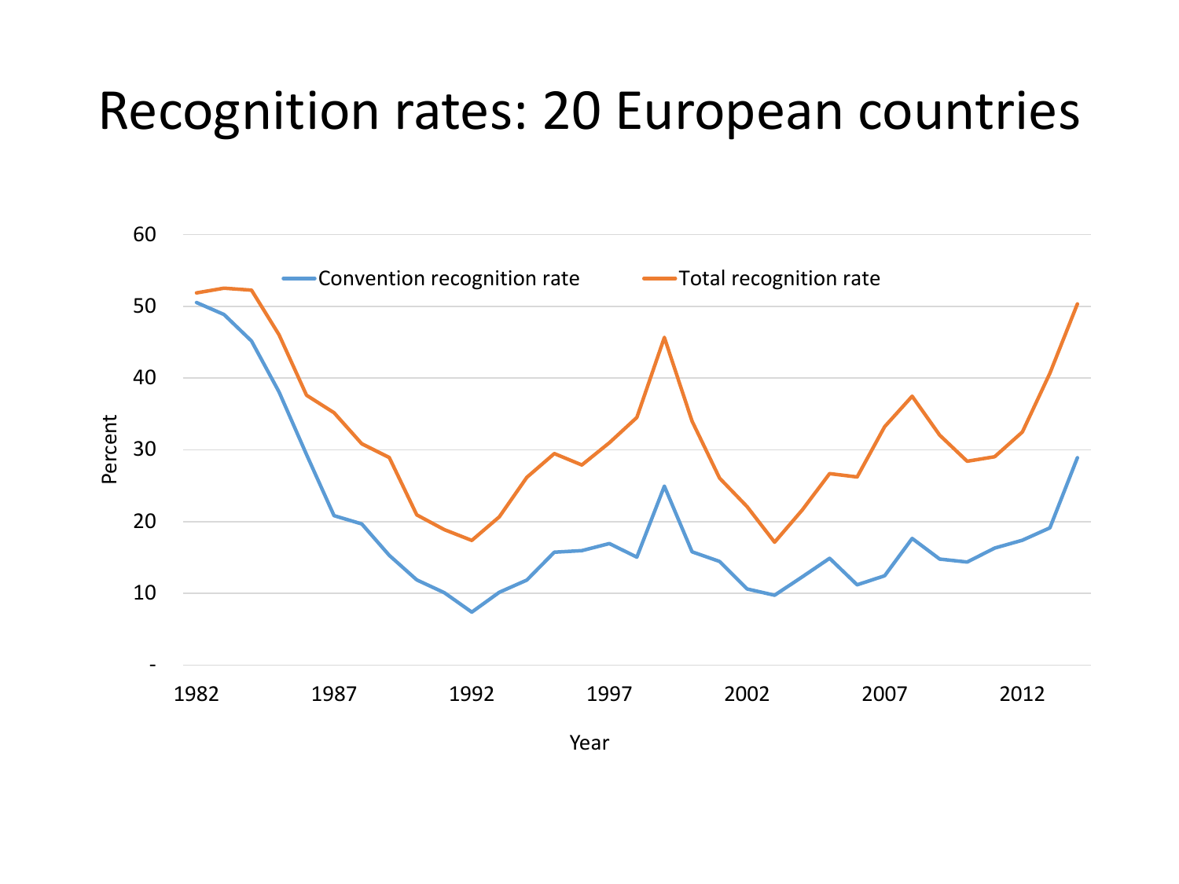# Recognition rates: 20 European countries

Convention recognition rate    Total recognition rate

Percent

60
50
40
30
20
10
-

1982 1987 1992 1997 2002 2007 2012

Year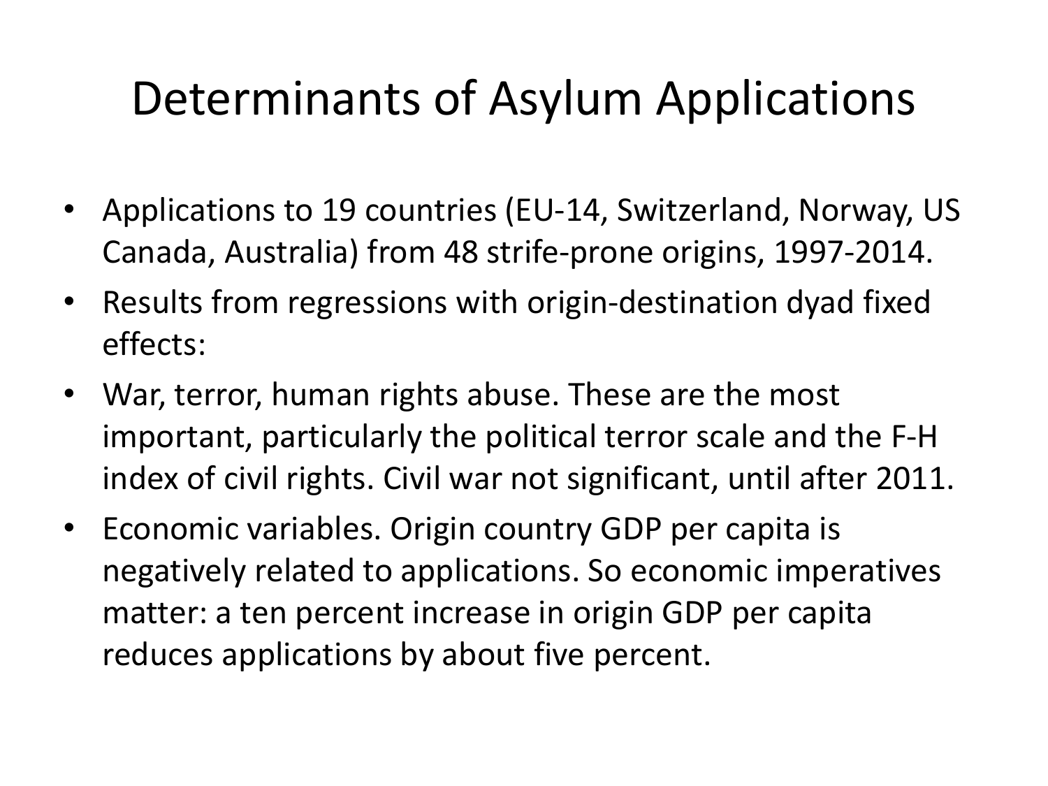# Determinants of Asylum Applications

- Applications to 19 countries (EU-14, Switzerland, Norway, US Canada, Australia) from 48 strife-prone origins, 1997-2014.
- Results from regressions with origin-destination dyad fixed effects:
- War, terror, human rights abuse. These are the most important, particularly the political terror scale and the F-H index of civil rights. Civil war not significant, until after 2011.
- Economic variables. Origin country GDP per capita is negatively related to applications. So economic imperatives matter: a ten percent increase in origin GDP per capita reduces applications by about five percent.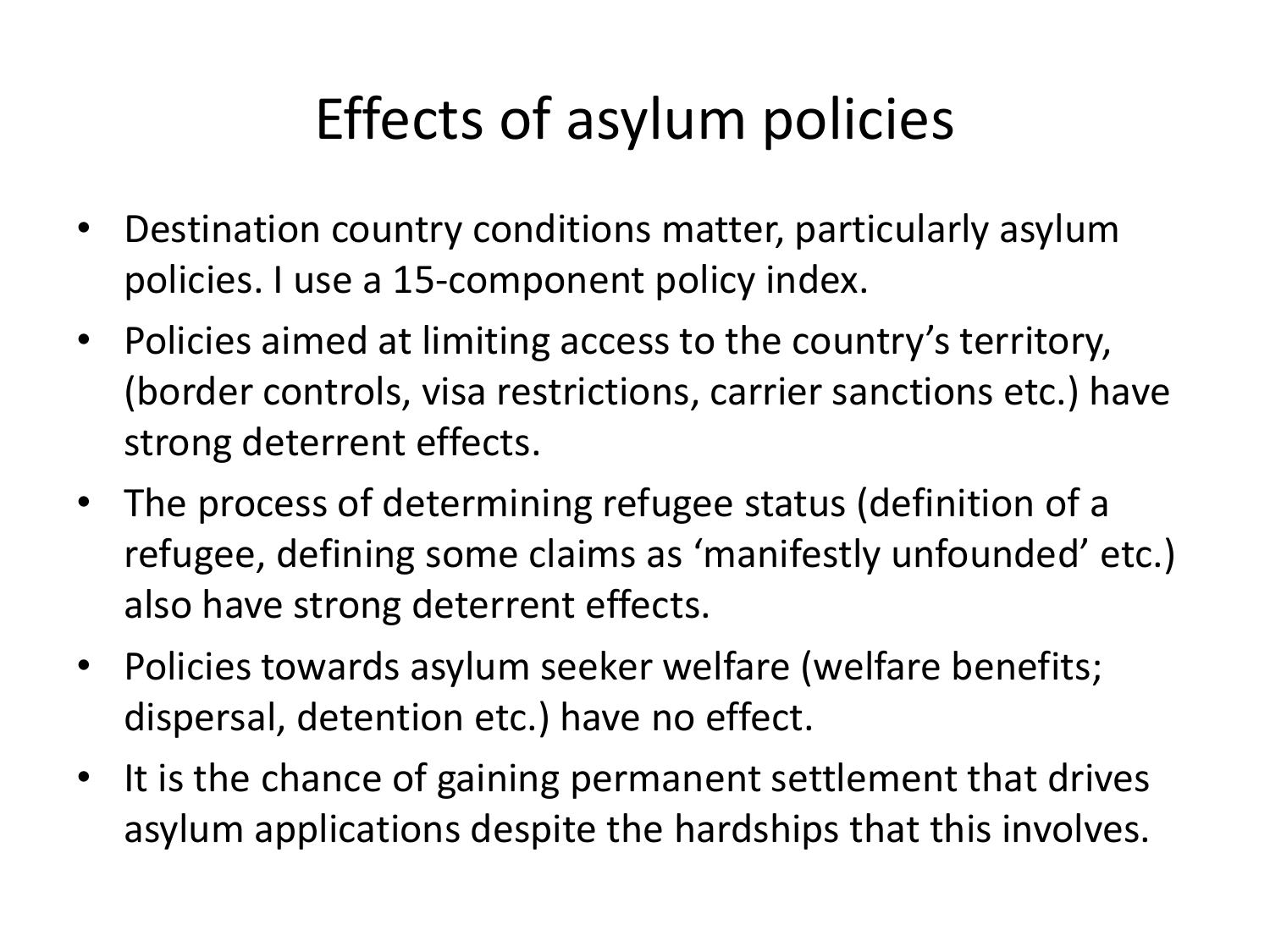# Effects of asylum policies

- Destination country conditions matter, particularly asylum policies. I use a 15-component policy index.
- Policies aimed at limiting access to the country's territory, (border controls, visa restrictions, carrier sanctions etc.) have strong deterrent effects.
- The process of determining refugee status (definition of a refugee, defining some claims as 'manifestly unfounded' etc.) also have strong deterrent effects.
- Policies towards asylum seeker welfare (welfare benefits; dispersal, detention etc.) have no effect.
- It is the chance of gaining permanent settlement that drives asylum applications despite the hardships that this involves.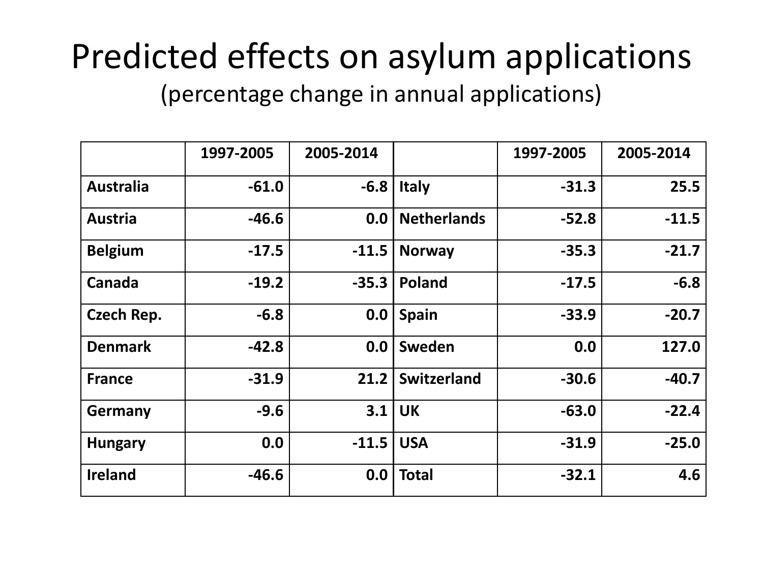# Predicted effects on asylum applications

(percentage change in annual applications)

| | 1997-2005 | 2005-2014 | | 1997-2005 | 2005-2014 |
|---|---|---|---|---|---|
| **Australia** | **-61.0** | **-6.8** | **Italy** | **-31.3** | **25.5** |
| **Austria** | **-46.6** | **0.0** | **Netherlands** | **-52.8** | **-11.5** |
| **Belgium** | **-17.5** | **-11.5** | **Norway** | **-35.3** | **-21.7** |
| **Canada** | **-19.2** | **-35.3** | **Poland** | **-17.5** | **-6.8** |
| **Czech Rep.** | **-6.8** | **0.0** | **Spain** | **-33.9** | **-20.7** |
| **Denmark** | **-42.8** | **0.0** | **Sweden** | **0.0** | **127.0** |
| **France** | **-31.9** | **21.2** | **Switzerland** | **-30.6** | **-40.7** |
| **Germany** | **-9.6** | **3.1** | **UK** | **-63.0** | **-22.4** |
| **Hungary** | **0.0** | **-11.5** | **USA** | **-31.9** | **-25.0** |
| **Ireland** | **-46.6** | **0.0** | **Total** | **-32.1** | **4.6** |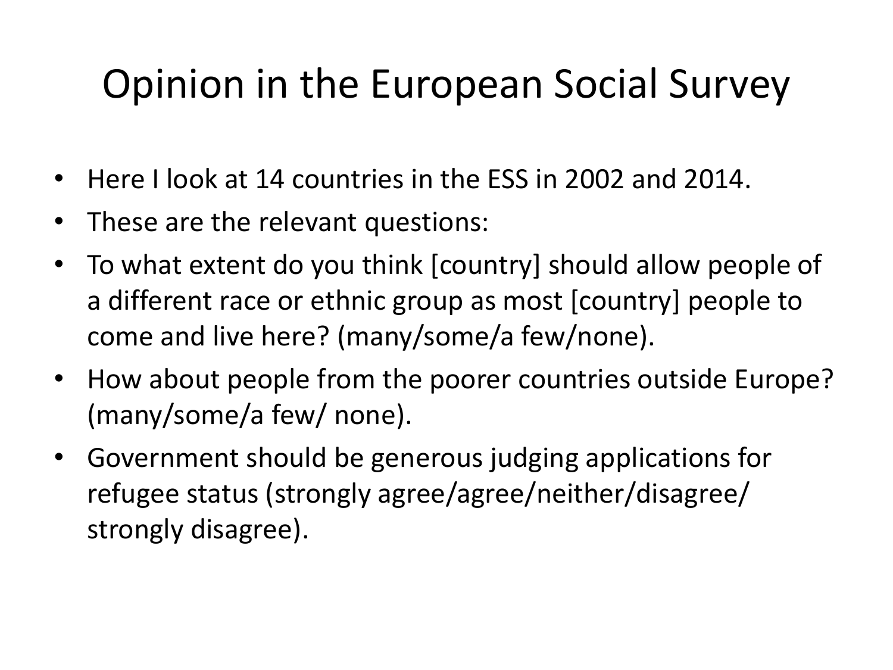# Opinion in the European Social Survey

- Here I look at 14 countries in the ESS in 2002 and 2014.
- These are the relevant questions:
- To what extent do you think [country] should allow people of a different race or ethnic group as most [country] people to come and live here? (many/some/a few/none).
- How about people from the poorer countries outside Europe? (many/some/a few/ none).
- Government should be generous judging applications for refugee status (strongly agree/agree/neither/disagree/ strongly disagree).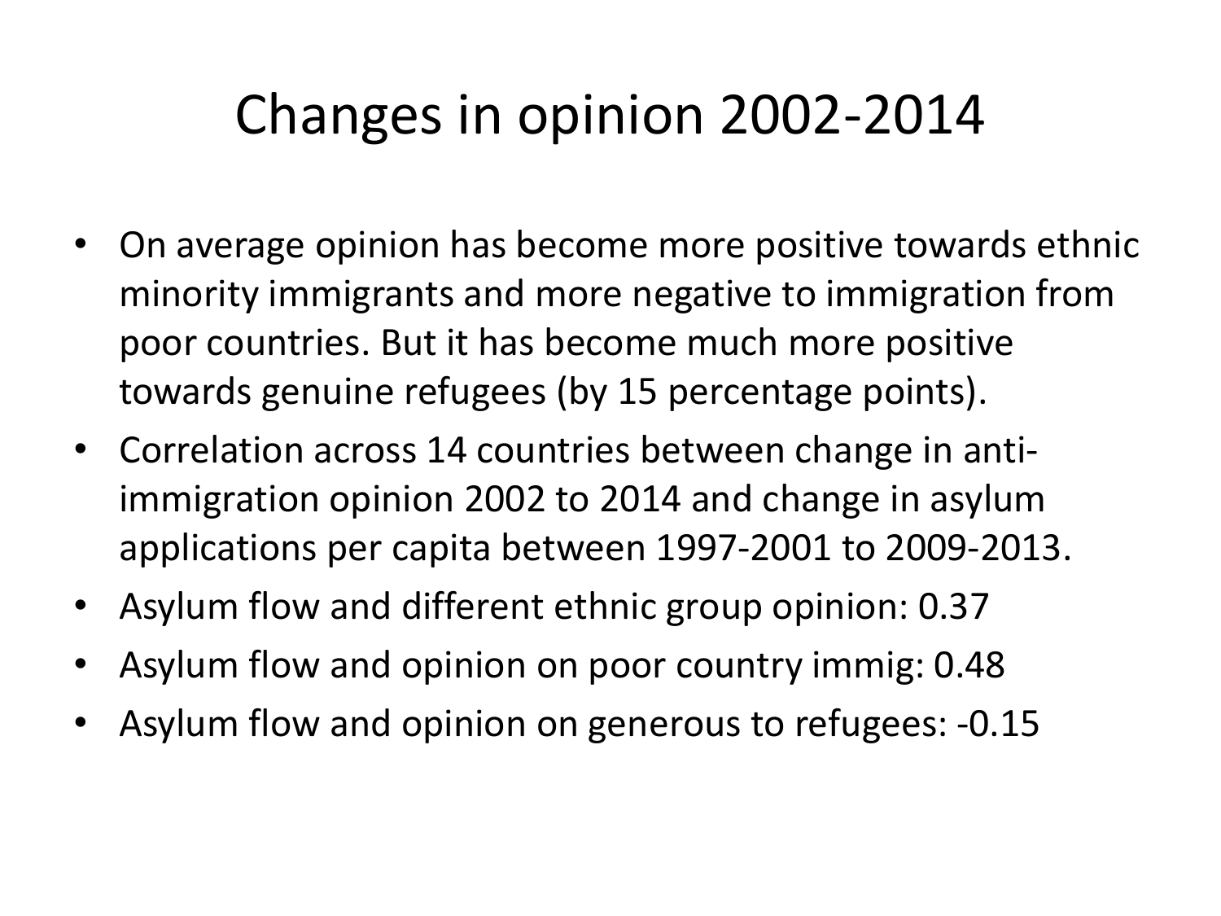# Changes in opinion 2002-2014

- On average opinion has become more positive towards ethnic minority immigrants and more negative to immigration from poor countries. But it has become much more positive towards genuine refugees (by 15 percentage points).
- Correlation across 14 countries between change in anti-immigration opinion 2002 to 2014 and change in asylum applications per capita between 1997-2001 to 2009-2013.
- Asylum flow and different ethnic group opinion: 0.37
- Asylum flow and opinion on poor country immig: 0.48
- Asylum flow and opinion on generous to refugees: -0.15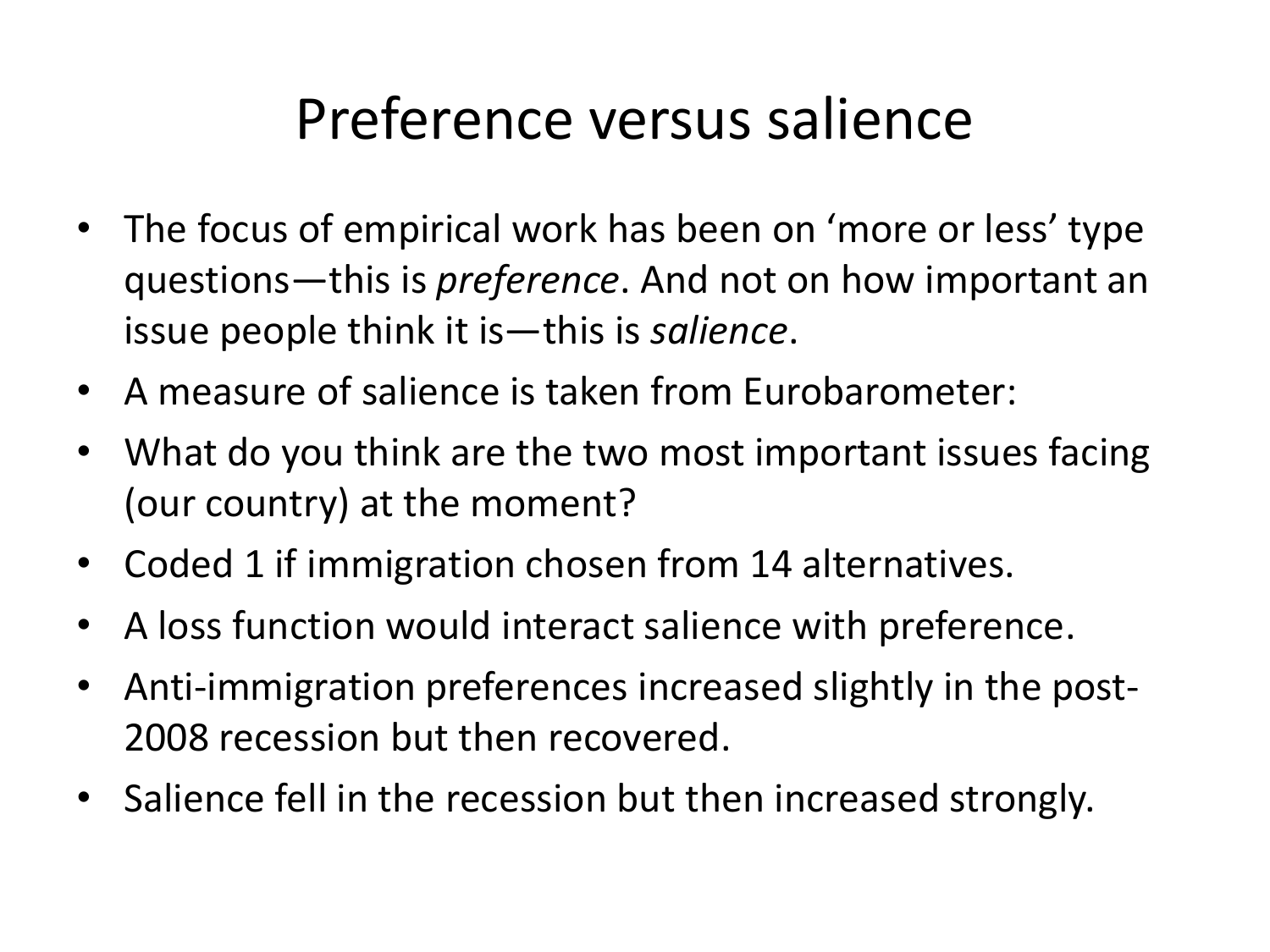# Preference versus salience

- The focus of empirical work has been on 'more or less' type questions—this is *preference*. And not on how important an issue people think it is—this is *salience*.
- A measure of salience is taken from Eurobarometer:
- What do you think are the two most important issues facing (our country) at the moment?
- Coded 1 if immigration chosen from 14 alternatives.
- A loss function would interact salience with preference.
- Anti-immigration preferences increased slightly in the post-2008 recession but then recovered.
- Salience fell in the recession but then increased strongly.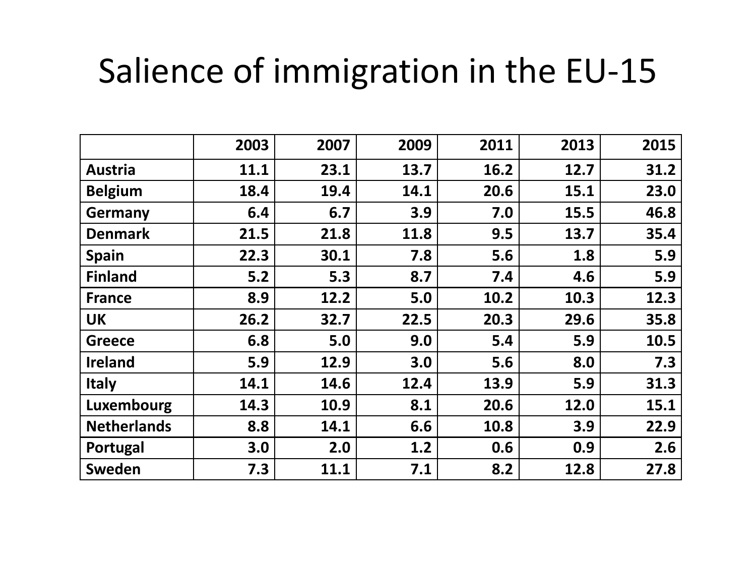# Salience of immigration in the EU-15

| | 2003 | 2007 | 2009 | 2011 | 2013 | 2015 |
|---|---|---|---|---|---|---|
| **Austria** | **11.1** | **23.1** | **13.7** | **16.2** | **12.7** | **31.2** |
| **Belgium** | **18.4** | **19.4** | **14.1** | **20.6** | **15.1** | **23.0** |
| **Germany** | **6.4** | **6.7** | **3.9** | **7.0** | **15.5** | **46.8** |
| **Denmark** | **21.5** | **21.8** | **11.8** | **9.5** | **13.7** | **35.4** |
| **Spain** | **22.3** | **30.1** | **7.8** | **5.6** | **1.8** | **5.9** |
| **Finland** | **5.2** | **5.3** | **8.7** | **7.4** | **4.6** | **5.9** |
| **France** | **8.9** | **12.2** | **5.0** | **10.2** | **10.3** | **12.3** |
| **UK** | **26.2** | **32.7** | **22.5** | **20.3** | **29.6** | **35.8** |
| **Greece** | **6.8** | **5.0** | **9.0** | **5.4** | **5.9** | **10.5** |
| **Ireland** | **5.9** | **12.9** | **3.0** | **5.6** | **8.0** | **7.3** |
| **Italy** | **14.1** | **14.6** | **12.4** | **13.9** | **5.9** | **31.3** |
| **Luxembourg** | **14.3** | **10.9** | **8.1** | **20.6** | **12.0** | **15.1** |
| **Netherlands** | **8.8** | **14.1** | **6.6** | **10.8** | **3.9** | **22.9** |
| **Portugal** | **3.0** | **2.0** | **1.2** | **0.6** | **0.9** | **2.6** |
| **Sweden** | **7.3** | **11.1** | **7.1** | **8.2** | **12.8** | **27.8** |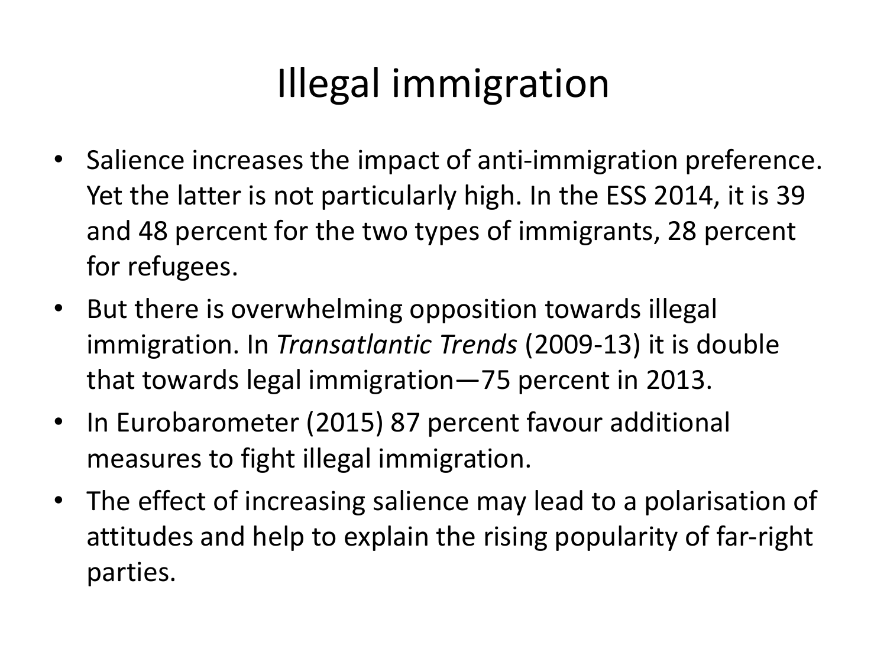# Illegal immigration

- Salience increases the impact of anti-immigration preference. Yet the latter is not particularly high. In the ESS 2014, it is 39 and 48 percent for the two types of immigrants, 28 percent for refugees.
- But there is overwhelming opposition towards illegal immigration. In *Transatlantic Trends* (2009-13) it is double that towards legal immigration—75 percent in 2013.
- In Eurobarometer (2015) 87 percent favour additional measures to fight illegal immigration.
- The effect of increasing salience may lead to a polarisation of attitudes and help to explain the rising popularity of far-right parties.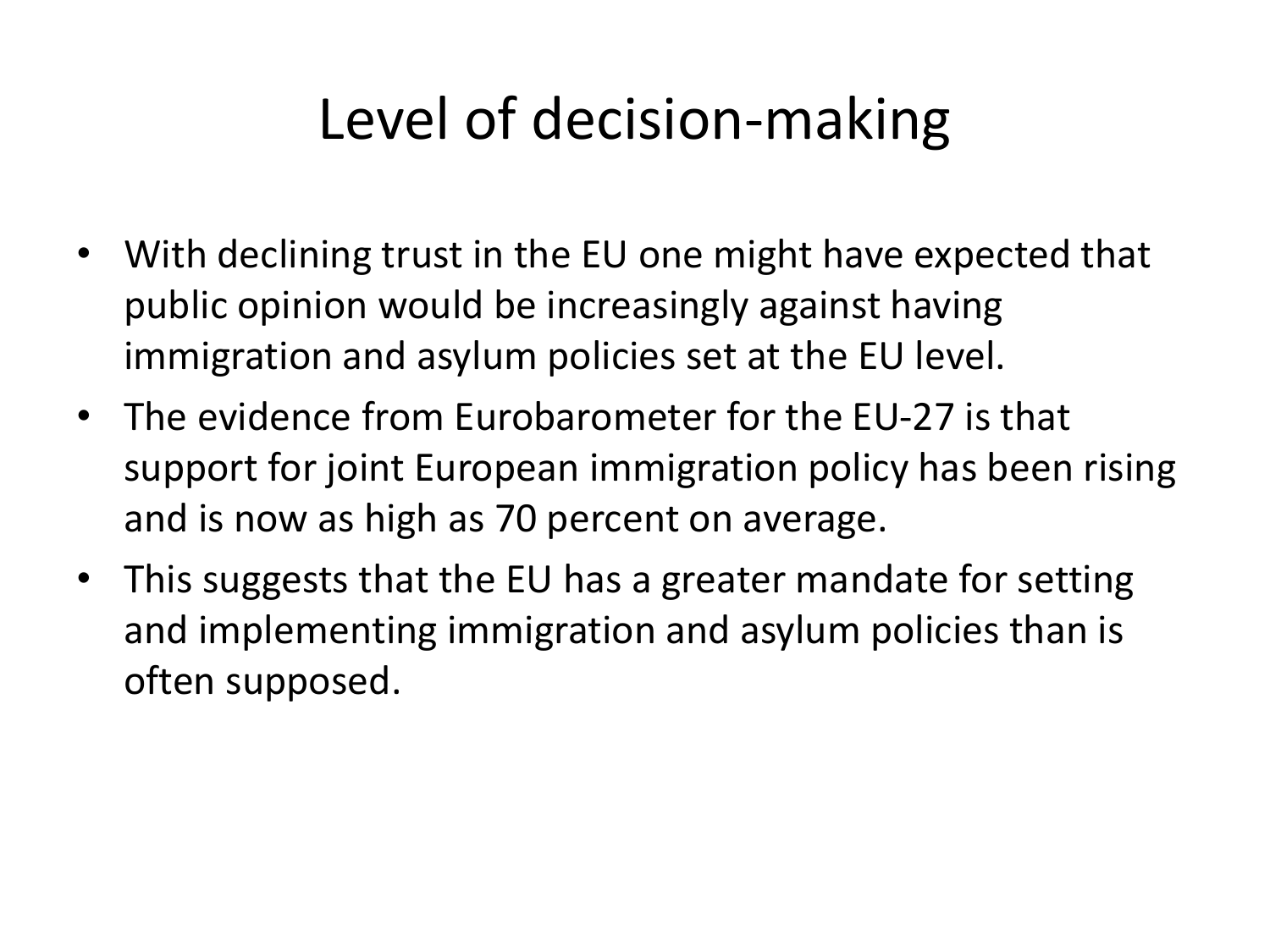# Level of decision-making

- With declining trust in the EU one might have expected that public opinion would be increasingly against having immigration and asylum policies set at the EU level.
- The evidence from Eurobarometer for the EU-27 is that support for joint European immigration policy has been rising and is now as high as 70 percent on average.
- This suggests that the EU has a greater mandate for setting and implementing immigration and asylum policies than is often supposed.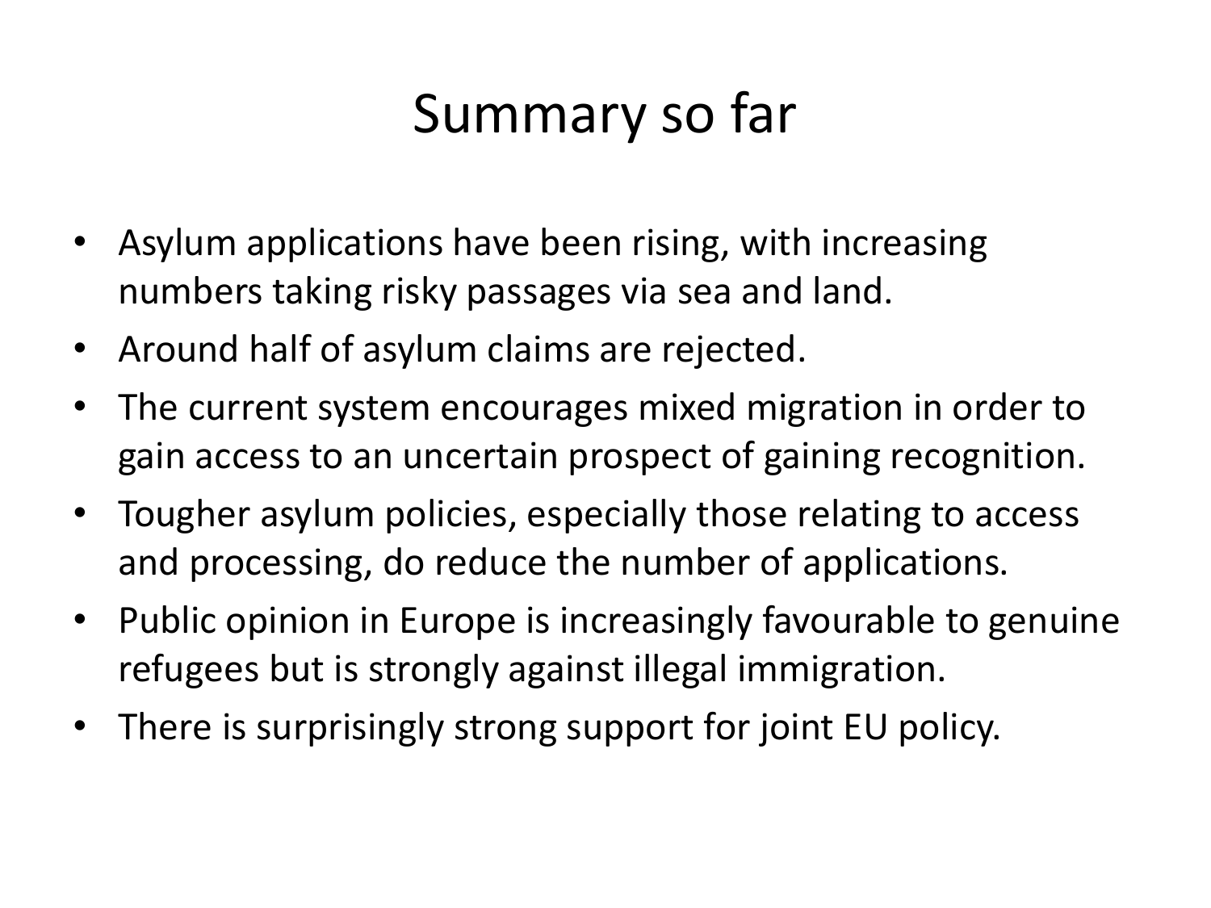# Summary so far

- Asylum applications have been rising, with increasing numbers taking risky passages via sea and land.
- Around half of asylum claims are rejected.
- The current system encourages mixed migration in order to gain access to an uncertain prospect of gaining recognition.
- Tougher asylum policies, especially those relating to access and processing, do reduce the number of applications.
- Public opinion in Europe is increasingly favourable to genuine refugees but is strongly against illegal immigration.
- There is surprisingly strong support for joint EU policy.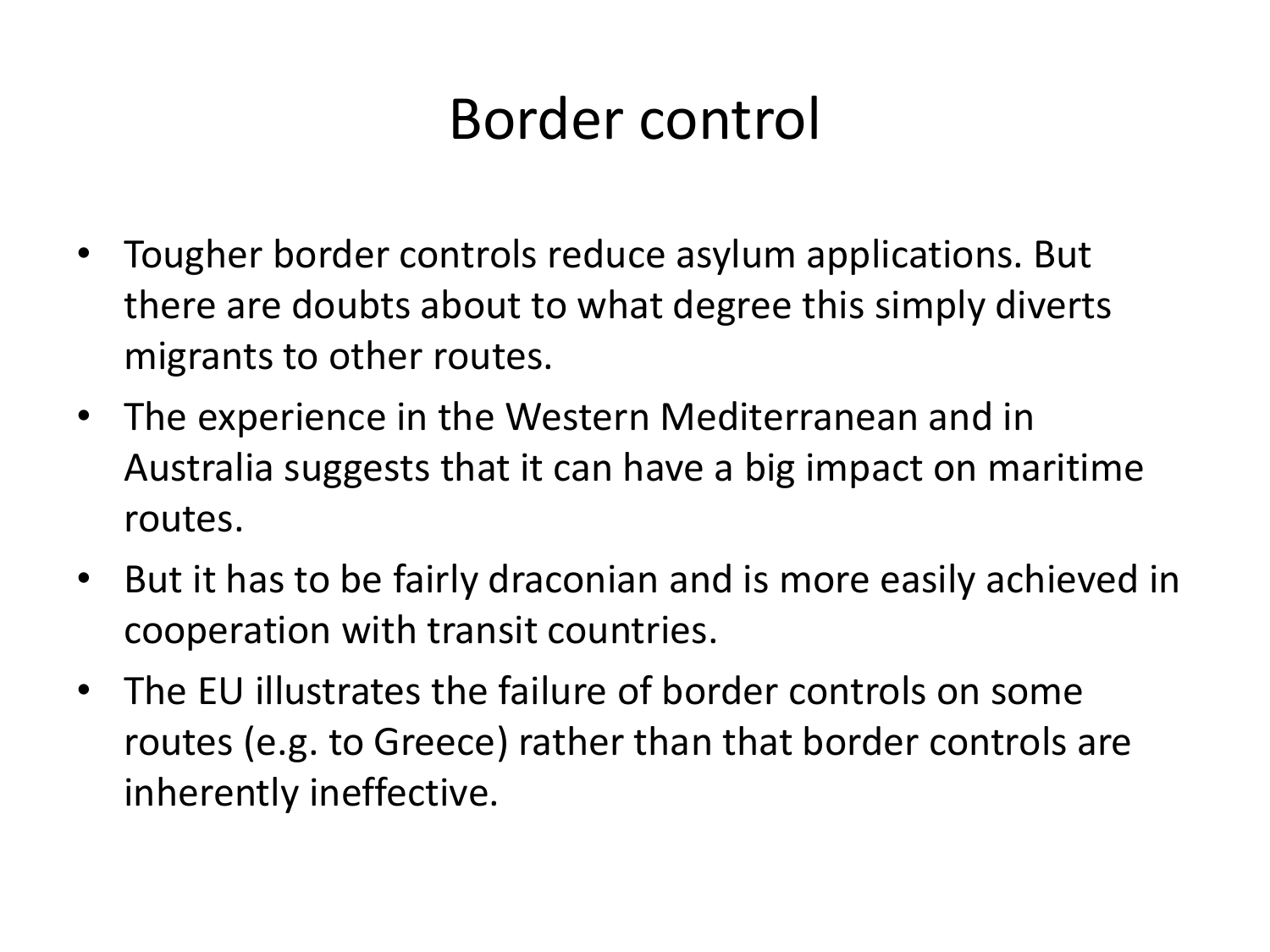# Border control

- Tougher border controls reduce asylum applications. But there are doubts about to what degree this simply diverts migrants to other routes.
- The experience in the Western Mediterranean and in Australia suggests that it can have a big impact on maritime routes.
- But it has to be fairly draconian and is more easily achieved in cooperation with transit countries.
- The EU illustrates the failure of border controls on some routes (e.g. to Greece) rather than that border controls are inherently ineffective.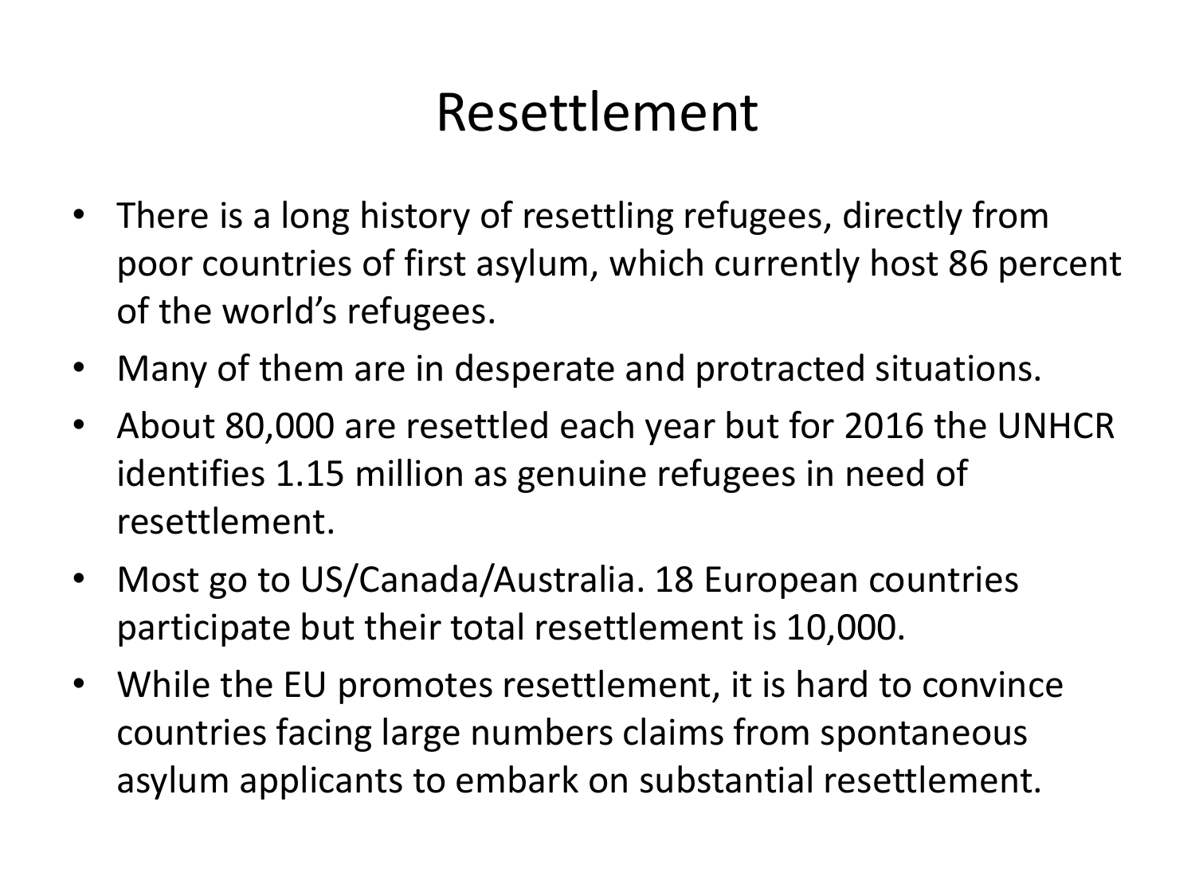# Resettlement

- There is a long history of resettling refugees, directly from poor countries of first asylum, which currently host 86 percent of the world's refugees.
- Many of them are in desperate and protracted situations.
- About 80,000 are resettled each year but for 2016 the UNHCR identifies 1.15 million as genuine refugees in need of resettlement.
- Most go to US/Canada/Australia. 18 European countries participate but their total resettlement is 10,000.
- While the EU promotes resettlement, it is hard to convince countries facing large numbers claims from spontaneous asylum applicants to embark on substantial resettlement.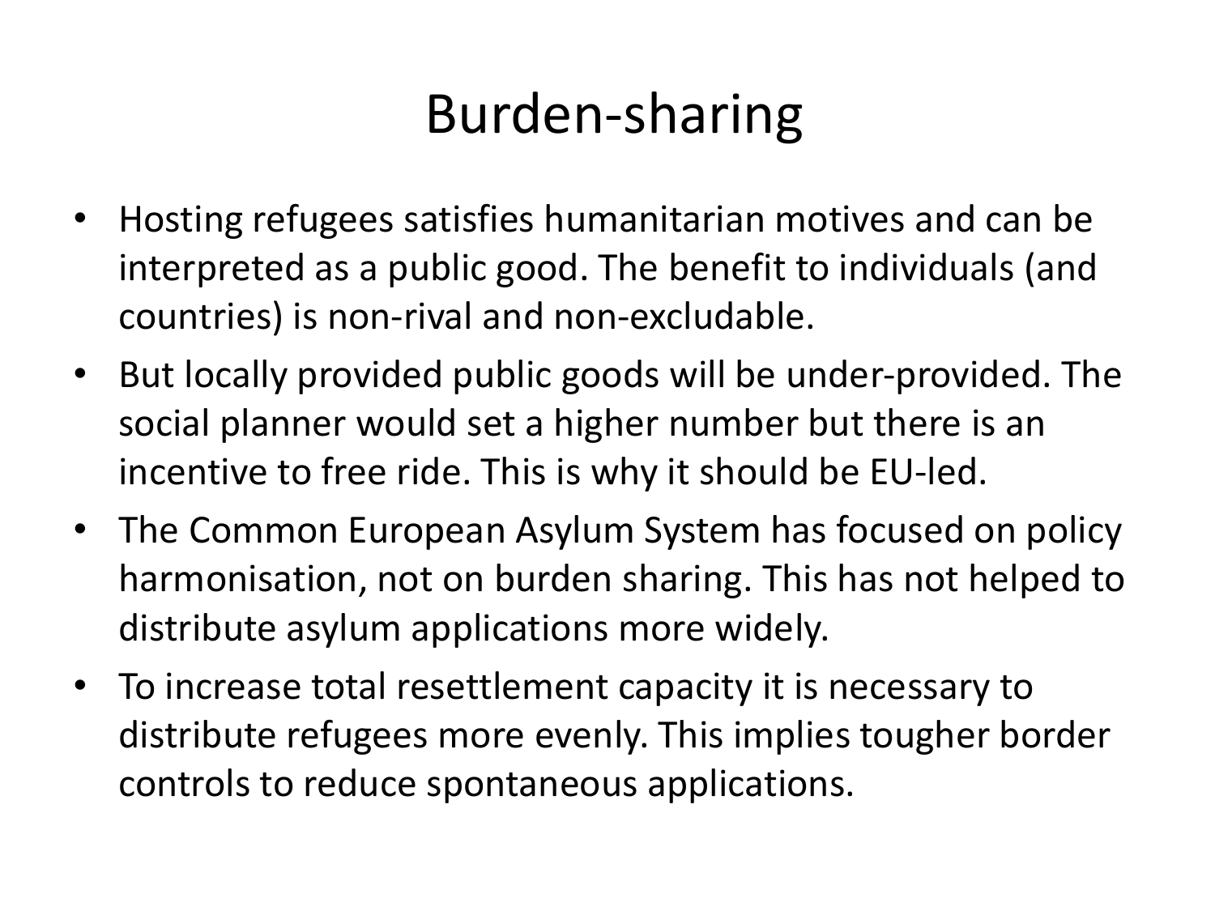# Burden-sharing

- Hosting refugees satisfies humanitarian motives and can be interpreted as a public good. The benefit to individuals (and countries) is non-rival and non-excludable.
- But locally provided public goods will be under-provided. The social planner would set a higher number but there is an incentive to free ride. This is why it should be EU-led.
- The Common European Asylum System has focused on policy harmonisation, not on burden sharing. This has not helped to distribute asylum applications more widely.
- To increase total resettlement capacity it is necessary to distribute refugees more evenly. This implies tougher border controls to reduce spontaneous applications.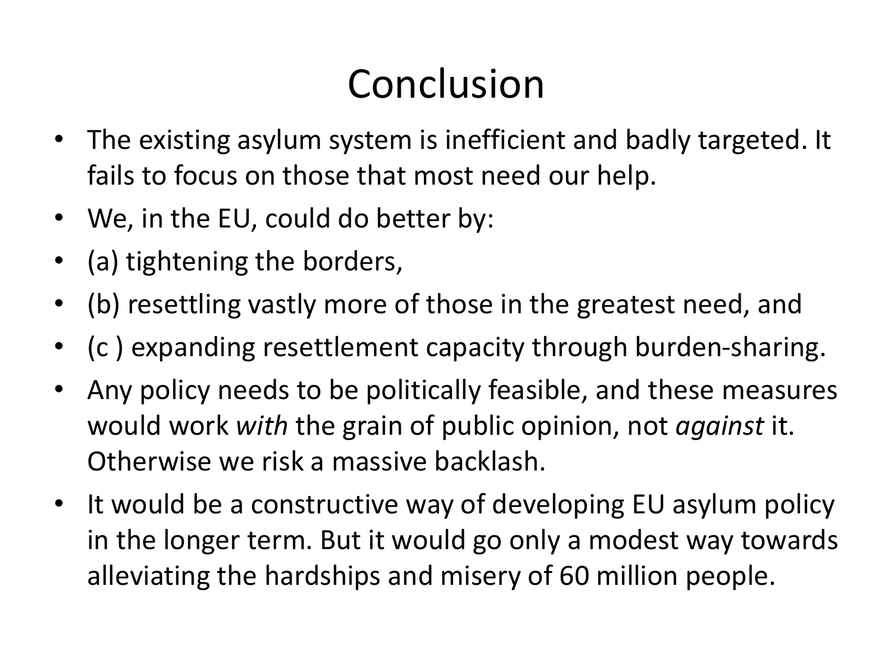# Conclusion

- The existing asylum system is inefficient and badly targeted. It fails to focus on those that most need our help.
- We, in the EU, could do better by:
- (a) tightening the borders,
- (b) resettling vastly more of those in the greatest need, and
- (c ) expanding resettlement capacity through burden-sharing.
- Any policy needs to be politically feasible, and these measures would work *with* the grain of public opinion, not *against* it. Otherwise we risk a massive backlash.
- It would be a constructive way of developing EU asylum policy in the longer term. But it would go only a modest way towards alleviating the hardships and misery of 60 million people.